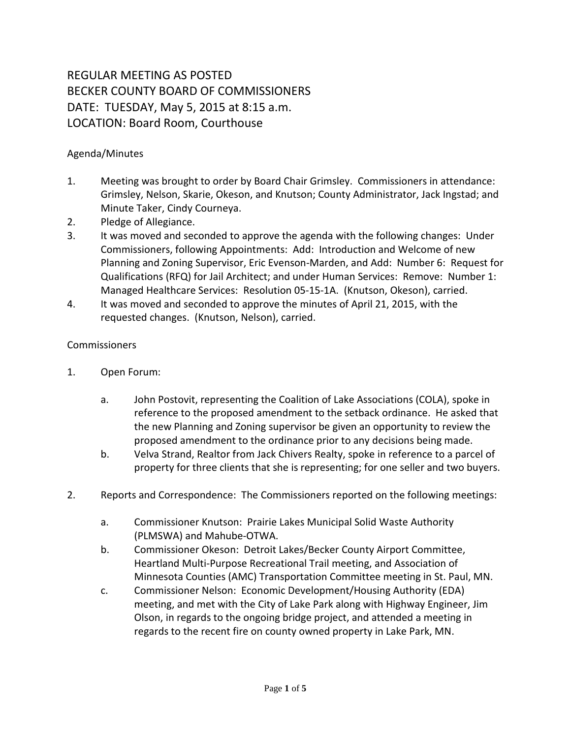# REGULAR MEETING AS POSTED
# BECKER COUNTY BOARD OF COMMISSIONERS
# DATE: TUESDAY, May 5, 2015 at 8:15 a.m.
# LOCATION: Board Room, Courthouse

Agenda/Minutes

1. Meeting was brought to order by Board Chair Grimsley. Commissioners in attendance: Grimsley, Nelson, Skarie, Okeson, and Knutson; County Administrator, Jack Ingstad; and Minute Taker, Cindy Courneya.
2. Pledge of Allegiance.
3. It was moved and seconded to approve the agenda with the following changes: Under Commissioners, following Appointments: Add: Introduction and Welcome of new Planning and Zoning Supervisor, Eric Evenson-Marden, and Add: Number 6: Request for Qualifications (RFQ) for Jail Architect; and under Human Services: Remove: Number 1: Managed Healthcare Services: Resolution 05-15-1A. (Knutson, Okeson), carried.
4. It was moved and seconded to approve the minutes of April 21, 2015, with the requested changes. (Knutson, Nelson), carried.

Commissioners

1. Open Forum:

   a. John Postovit, representing the Coalition of Lake Associations (COLA), spoke in reference to the proposed amendment to the setback ordinance. He asked that the new Planning and Zoning supervisor be given an opportunity to review the proposed amendment to the ordinance prior to any decisions being made.
   
   b. Velva Strand, Realtor from Jack Chivers Realty, spoke in reference to a parcel of property for three clients that she is representing; for one seller and two buyers.

2. Reports and Correspondence: The Commissioners reported on the following meetings:

   a. Commissioner Knutson: Prairie Lakes Municipal Solid Waste Authority (PLMSWA) and Mahube-OTWA.
   
   b. Commissioner Okeson: Detroit Lakes/Becker County Airport Committee, Heartland Multi-Purpose Recreational Trail meeting, and Association of Minnesota Counties (AMC) Transportation Committee meeting in St. Paul, MN.
   
   c. Commissioner Nelson: Economic Development/Housing Authority (EDA) meeting, and met with the City of Lake Park along with Highway Engineer, Jim Olson, in regards to the ongoing bridge project, and attended a meeting in regards to the recent fire on county owned property in Lake Park, MN.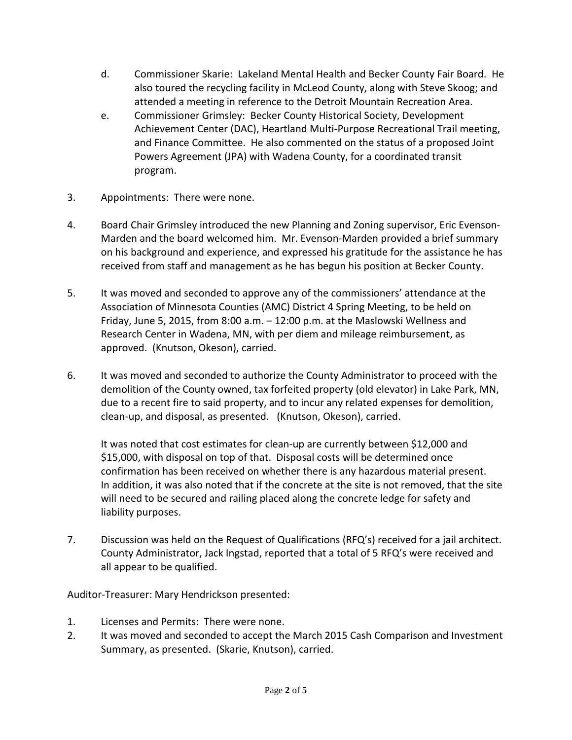d. Commissioner Skarie: Lakeland Mental Health and Becker County Fair Board. He also toured the recycling facility in McLeod County, along with Steve Skoog; and attended a meeting in reference to the Detroit Mountain Recreation Area.

e. Commissioner Grimsley: Becker County Historical Society, Development Achievement Center (DAC), Heartland Multi-Purpose Recreational Trail meeting, and Finance Committee. He also commented on the status of a proposed Joint Powers Agreement (JPA) with Wadena County, for a coordinated transit program.

3. Appointments: There were none.

4. Board Chair Grimsley introduced the new Planning and Zoning supervisor, Eric Evenson-Marden and the board welcomed him. Mr. Evenson-Marden provided a brief summary on his background and experience, and expressed his gratitude for the assistance he has received from staff and management as he has begun his position at Becker County.

5. It was moved and seconded to approve any of the commissioners' attendance at the Association of Minnesota Counties (AMC) District 4 Spring Meeting, to be held on Friday, June 5, 2015, from 8:00 a.m. – 12:00 p.m. at the Maslowski Wellness and Research Center in Wadena, MN, with per diem and mileage reimbursement, as approved. (Knutson, Okeson), carried.

6. It was moved and seconded to authorize the County Administrator to proceed with the demolition of the County owned, tax forfeited property (old elevator) in Lake Park, MN, due to a recent fire to said property, and to incur any related expenses for demolition, clean-up, and disposal, as presented. (Knutson, Okeson), carried.

   It was noted that cost estimates for clean-up are currently between $12,000 and $15,000, with disposal on top of that. Disposal costs will be determined once confirmation has been received on whether there is any hazardous material present. In addition, it was also noted that if the concrete at the site is not removed, that the site will need to be secured and railing placed along the concrete ledge for safety and liability purposes.

7. Discussion was held on the Request of Qualifications (RFQ's) received for a jail architect. County Administrator, Jack Ingstad, reported that a total of 5 RFQ's were received and all appear to be qualified.

Auditor-Treasurer: Mary Hendrickson presented:

1. Licenses and Permits: There were none.
2. It was moved and seconded to accept the March 2015 Cash Comparison and Investment Summary, as presented. (Skarie, Knutson), carried.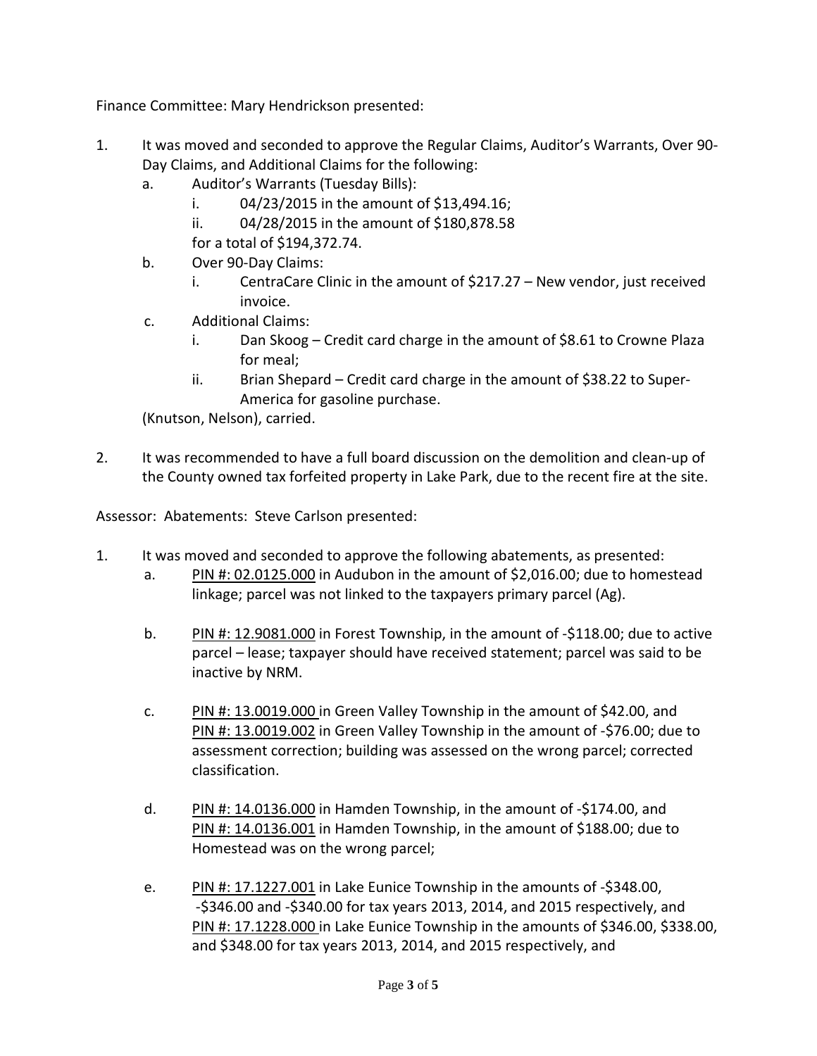Finance Committee: Mary Hendrickson presented:

1. It was moved and seconded to approve the Regular Claims, Auditor's Warrants, Over 90-Day Claims, and Additional Claims for the following:
   a. Auditor's Warrants (Tuesday Bills):
      i. 04/23/2015 in the amount of $13,494.16;
      ii. 04/28/2015 in the amount of $180,878.58

      for a total of $194,372.74.
   b. Over 90-Day Claims:
      i. CentraCare Clinic in the amount of $217.27 – New vendor, just received invoice.
   c. Additional Claims:
      i. Dan Skoog – Credit card charge in the amount of $8.61 to Crowne Plaza for meal;
      ii. Brian Shepard – Credit card charge in the amount of $38.22 to Super-America for gasoline purchase.

   (Knutson, Nelson), carried.

2. It was recommended to have a full board discussion on the demolition and clean-up of the County owned tax forfeited property in Lake Park, due to the recent fire at the site.

Assessor: Abatements: Steve Carlson presented:

1. It was moved and seconded to approve the following abatements, as presented:
   a. PIN #: 02.0125.000 in Audubon in the amount of $2,016.00; due to homestead linkage; parcel was not linked to the taxpayers primary parcel (Ag).

   b. PIN #: 12.9081.000 in Forest Township, in the amount of -$118.00; due to active parcel – lease; taxpayer should have received statement; parcel was said to be inactive by NRM.

   c. PIN #: 13.0019.000 in Green Valley Township in the amount of $42.00, and PIN #: 13.0019.002 in Green Valley Township in the amount of -$76.00; due to assessment correction; building was assessed on the wrong parcel; corrected classification.

   d. PIN #: 14.0136.000 in Hamden Township, in the amount of -$174.00, and PIN #: 14.0136.001 in Hamden Township, in the amount of $188.00; due to Homestead was on the wrong parcel;

   e. PIN #: 17.1227.001 in Lake Eunice Township in the amounts of -$348.00, -$346.00 and -$340.00 for tax years 2013, 2014, and 2015 respectively, and PIN #: 17.1228.000 in Lake Eunice Township in the amounts of $346.00, $338.00, and $348.00 for tax years 2013, 2014, and 2015 respectively, and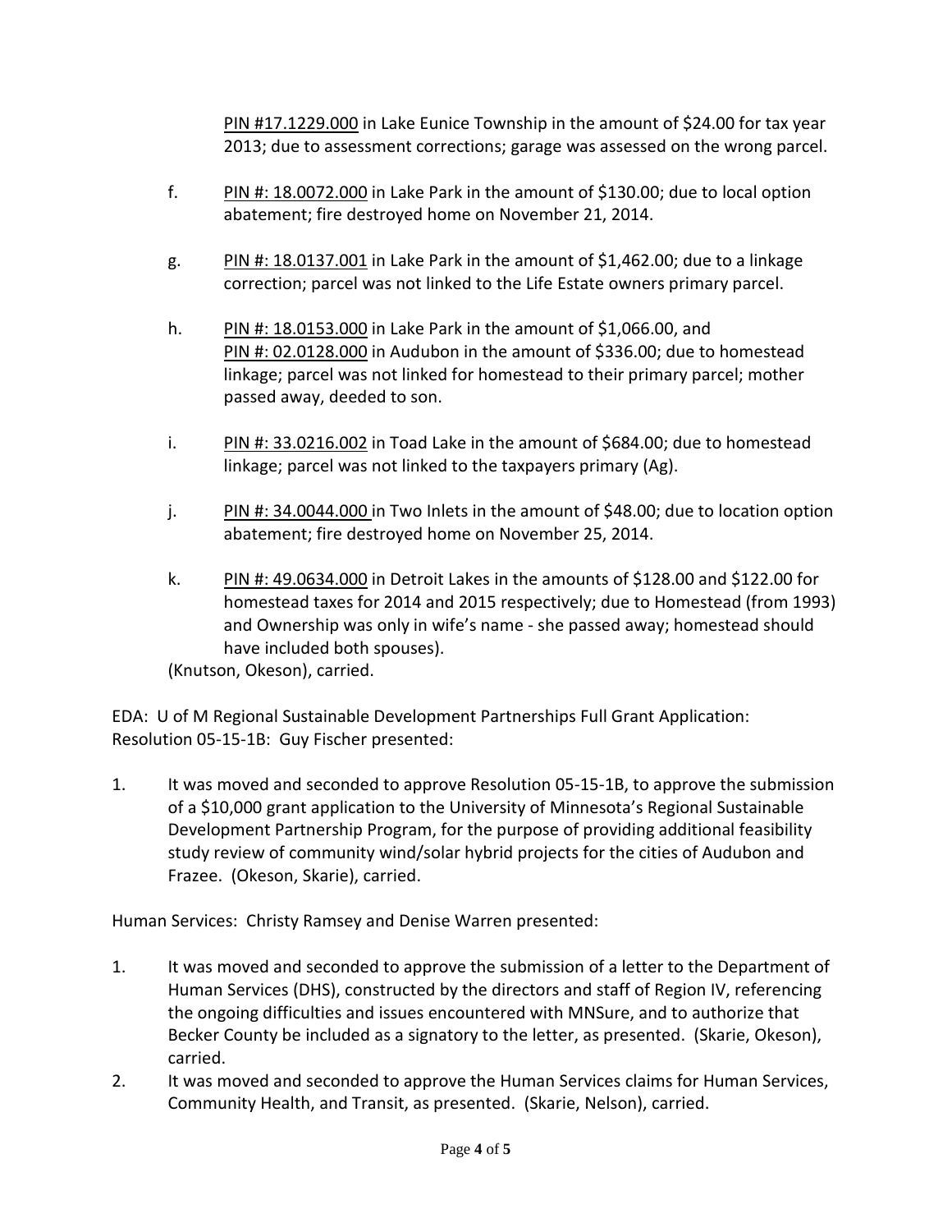PIN #17.1229.000 in Lake Eunice Township in the amount of $24.00 for tax year 2013; due to assessment corrections; garage was assessed on the wrong parcel.

f. PIN #: 18.0072.000 in Lake Park in the amount of $130.00; due to local option abatement; fire destroyed home on November 21, 2014.

g. PIN #: 18.0137.001 in Lake Park in the amount of $1,462.00; due to a linkage correction; parcel was not linked to the Life Estate owners primary parcel.

h. PIN #: 18.0153.000 in Lake Park in the amount of $1,066.00, and PIN #: 02.0128.000 in Audubon in the amount of $336.00; due to homestead linkage; parcel was not linked for homestead to their primary parcel; mother passed away, deeded to son.

i. PIN #: 33.0216.002 in Toad Lake in the amount of $684.00; due to homestead linkage; parcel was not linked to the taxpayers primary (Ag).

j. PIN #: 34.0044.000 in Two Inlets in the amount of $48.00; due to location option abatement; fire destroyed home on November 25, 2014.

k. PIN #: 49.0634.000 in Detroit Lakes in the amounts of $128.00 and $122.00 for homestead taxes for 2014 and 2015 respectively; due to Homestead (from 1993) and Ownership was only in wife's name - she passed away; homestead should have included both spouses).

(Knutson, Okeson), carried.

EDA: U of M Regional Sustainable Development Partnerships Full Grant Application: Resolution 05-15-1B: Guy Fischer presented:

1. It was moved and seconded to approve Resolution 05-15-1B, to approve the submission of a $10,000 grant application to the University of Minnesota's Regional Sustainable Development Partnership Program, for the purpose of providing additional feasibility study review of community wind/solar hybrid projects for the cities of Audubon and Frazee. (Okeson, Skarie), carried.

Human Services: Christy Ramsey and Denise Warren presented:

1. It was moved and seconded to approve the submission of a letter to the Department of Human Services (DHS), constructed by the directors and staff of Region IV, referencing the ongoing difficulties and issues encountered with MNSure, and to authorize that Becker County be included as a signatory to the letter, as presented. (Skarie, Okeson), carried.
2. It was moved and seconded to approve the Human Services claims for Human Services, Community Health, and Transit, as presented. (Skarie, Nelson), carried.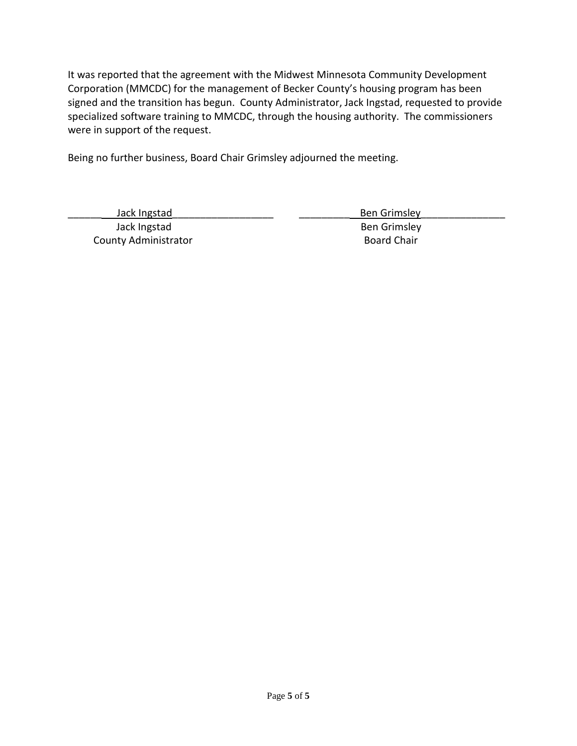It was reported that the agreement with the Midwest Minnesota Community Development Corporation (MMCDC) for the management of Becker County's housing program has been signed and the transition has begun. County Administrator, Jack Ingstad, requested to provide specialized software training to MMCDC, through the housing authority. The commissioners were in support of the request.

Being no further business, Board Chair Grimsley adjourned the meeting.

| | |
|---|---|
| ______Jack Ingstad__________________ | __________Ben Grimsley_______________ |
| Jack Ingstad | Ben Grimsley |
| County Administrator | Board Chair |